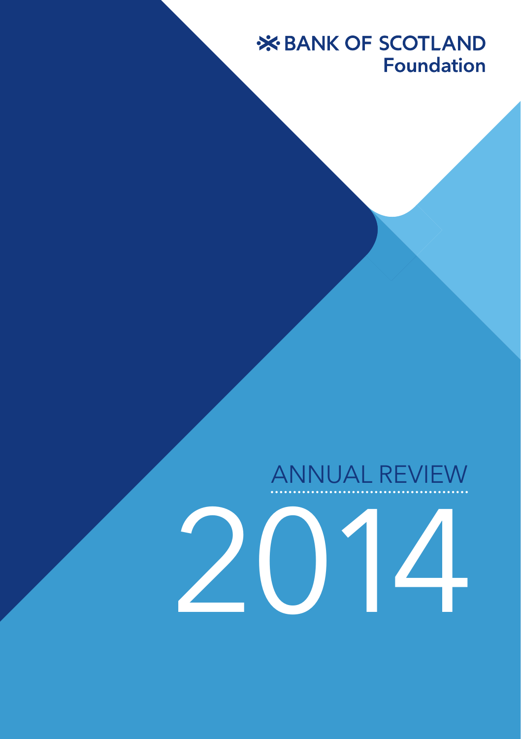BANK OF SCOTLAND
Foundation

# ANNUAL REVIEW 2014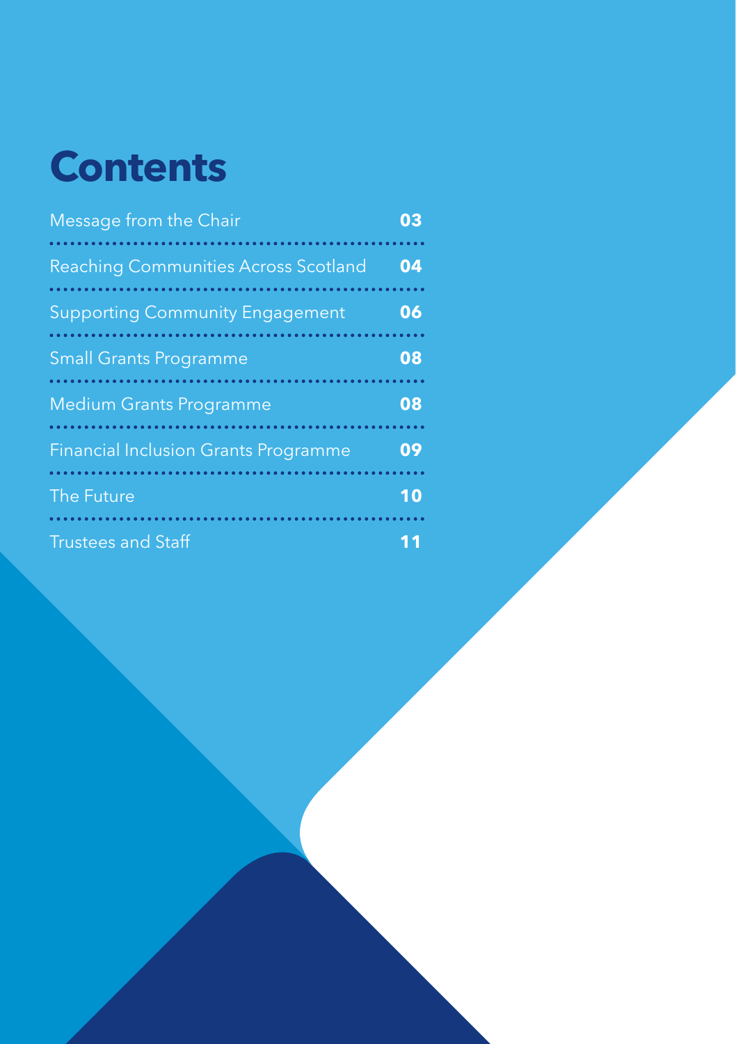# Contents

| | |
|---|---|
| Message from the Chair | 03 |
| Reaching Communities Across Scotland | 04 |
| Supporting Community Engagement | 06 |
| Small Grants Programme | 08 |
| Medium Grants Programme | 08 |
| Financial Inclusion Grants Programme | 09 |
| The Future | 10 |
| Trustees and Staff | 11 |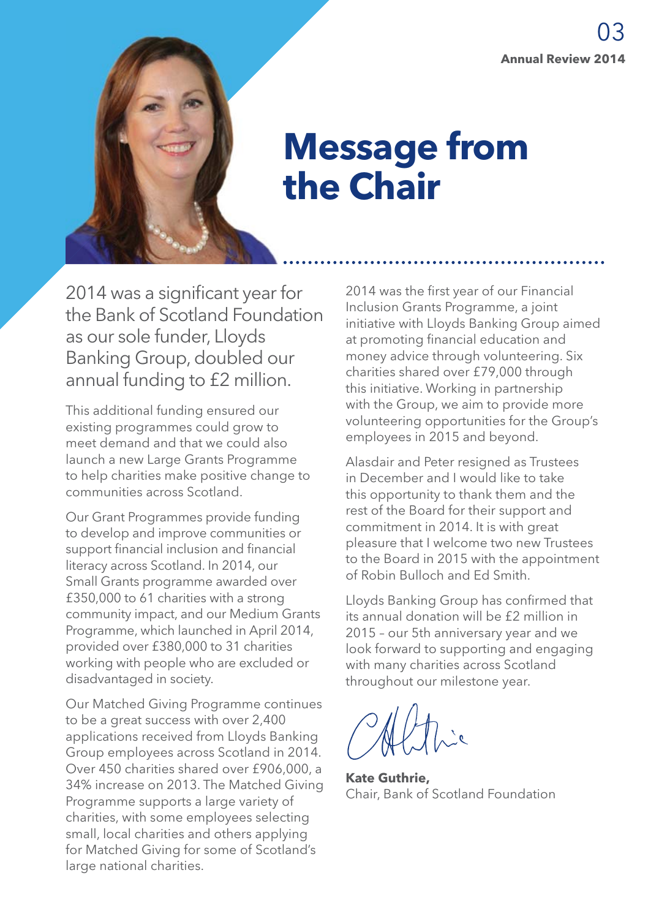# Message from the Chair

2014 was a significant year for the Bank of Scotland Foundation as our sole funder, Lloyds Banking Group, doubled our annual funding to £2 million.

This additional funding ensured our existing programmes could grow to meet demand and that we could also launch a new Large Grants Programme to help charities make positive change to communities across Scotland.

Our Grant Programmes provide funding to develop and improve communities or support financial inclusion and financial literacy across Scotland. In 2014, our Small Grants programme awarded over £350,000 to 61 charities with a strong community impact, and our Medium Grants Programme, which launched in April 2014, provided over £380,000 to 31 charities working with people who are excluded or disadvantaged in society.

Our Matched Giving Programme continues to be a great success with over 2,400 applications received from Lloyds Banking Group employees across Scotland in 2014. Over 450 charities shared over £906,000, a 34% increase on 2013. The Matched Giving Programme supports a large variety of charities, with some employees selecting small, local charities and others applying for Matched Giving for some of Scotland's large national charities.

2014 was the first year of our Financial Inclusion Grants Programme, a joint initiative with Lloyds Banking Group aimed at promoting financial education and money advice through volunteering. Six charities shared over £79,000 through this initiative. Working in partnership with the Group, we aim to provide more volunteering opportunities for the Group's employees in 2015 and beyond.

Alasdair and Peter resigned as Trustees in December and I would like to take this opportunity to thank them and the rest of the Board for their support and commitment in 2014. It is with great pleasure that I welcome two new Trustees to the Board in 2015 with the appointment of Robin Bulloch and Ed Smith.

Lloyds Banking Group has confirmed that its annual donation will be £2 million in 2015 – our 5th anniversary year and we look forward to supporting and engaging with many charities across Scotland throughout our milestone year.

**Kate Guthrie,**
Chair, Bank of Scotland Foundation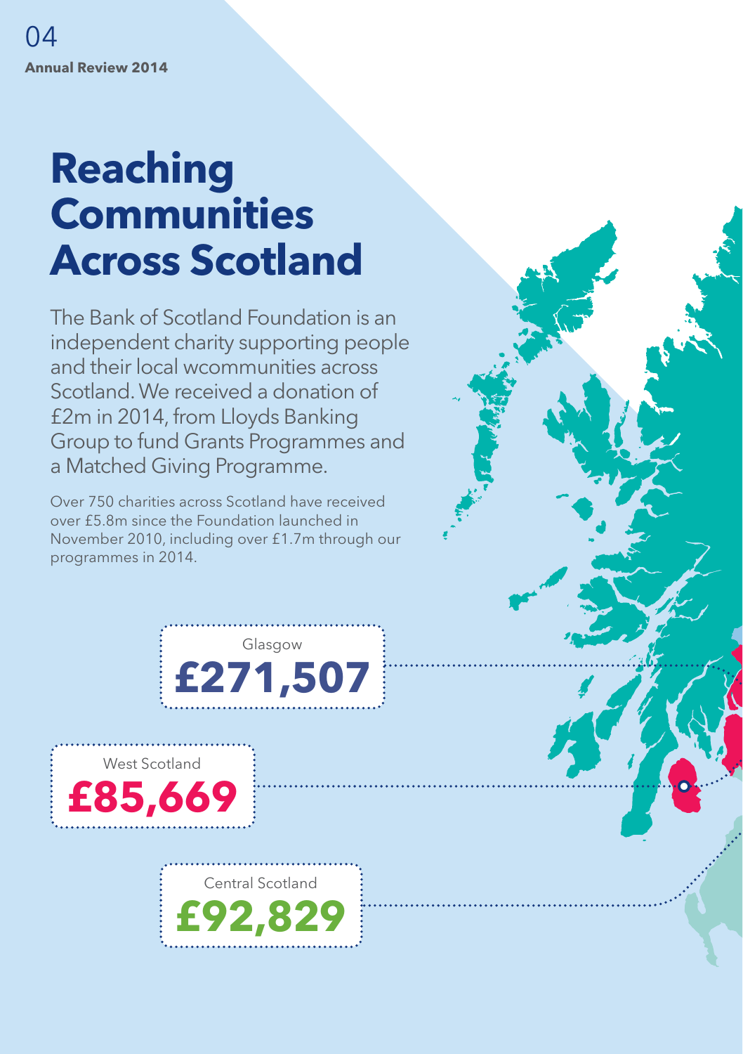# Reaching Communities Across Scotland

The Bank of Scotland Foundation is an independent charity supporting people and their local wcommunities across Scotland. We received a donation of £2m in 2014, from Lloyds Banking Group to fund Grants Programmes and a Matched Giving Programme.

Over 750 charities across Scotland have received over £5.8m since the Foundation launched in November 2010, including over £1.7m through our programmes in 2014.

Glasgow
**£271,507**

West Scotland
**£85,669**

Central Scotland
**£92,829**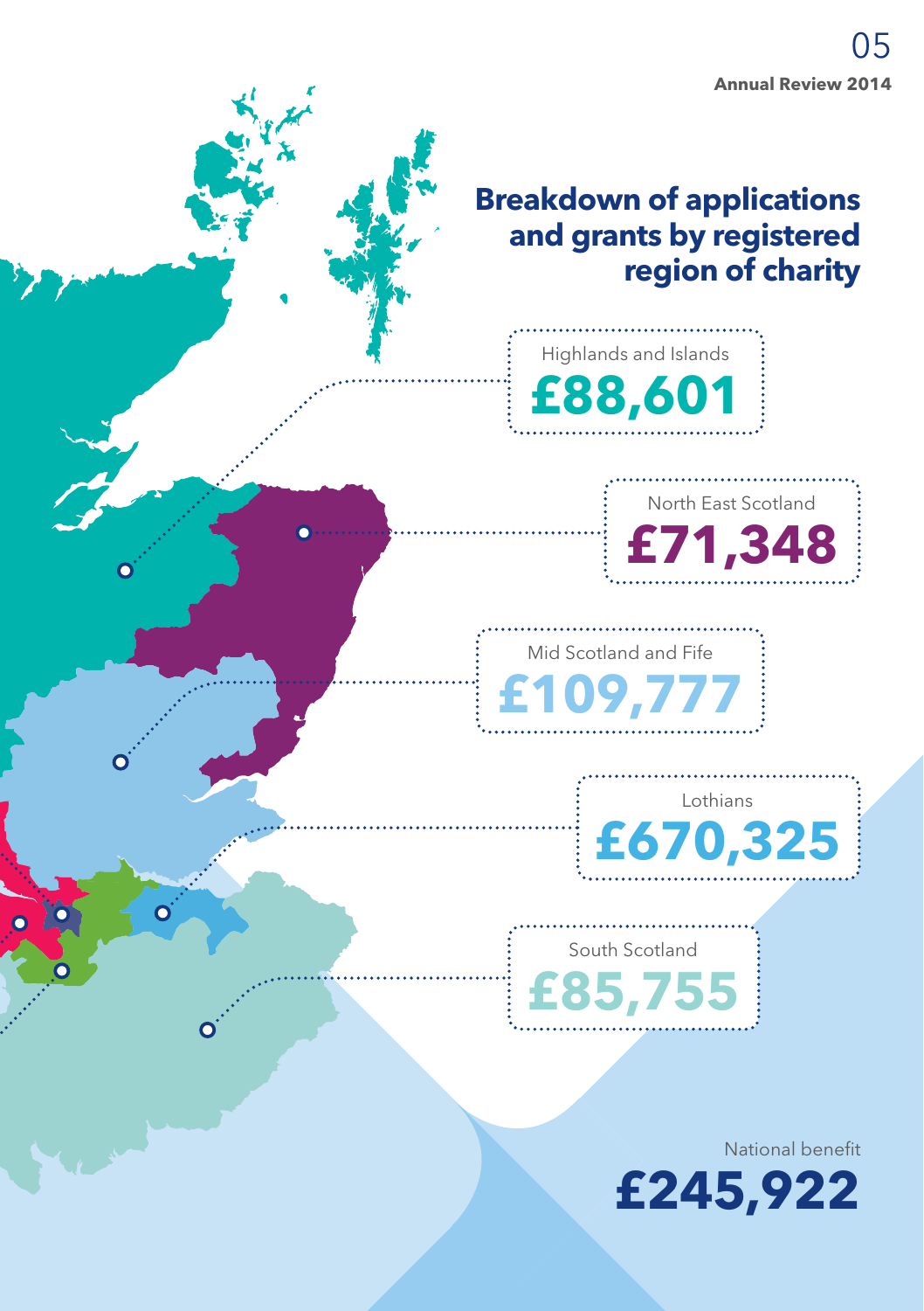# Breakdown of applications and grants by registered region of charity

Highlands and Islands
**£88,601**

North East Scotland
**£71,348**

Mid Scotland and Fife
**£109,777**

Lothians
**£670,325**

South Scotland
**£85,755**

National benefit
**£245,922**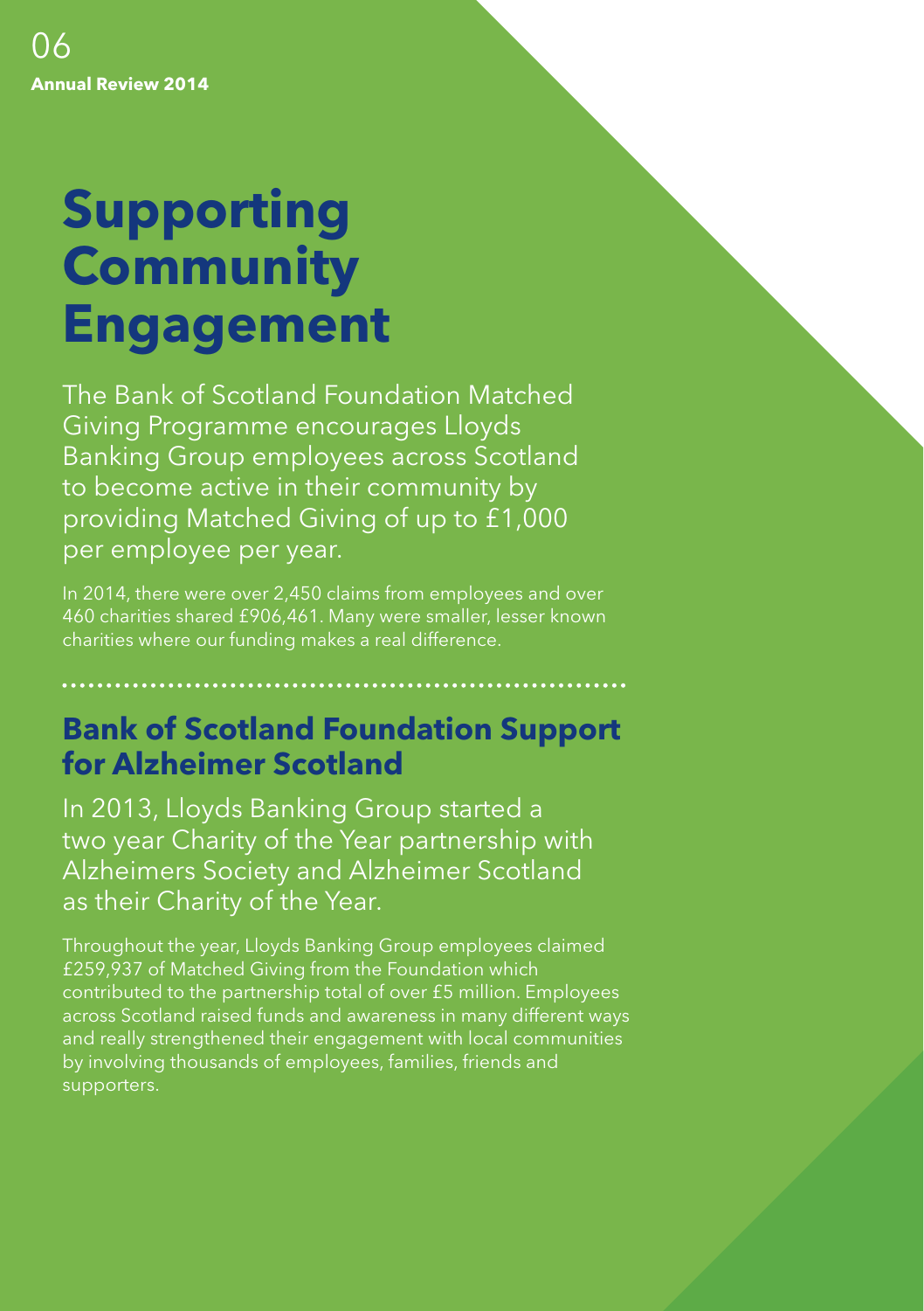# Supporting Community Engagement

The Bank of Scotland Foundation Matched Giving Programme encourages Lloyds Banking Group employees across Scotland to become active in their community by providing Matched Giving of up to £1,000 per employee per year.

In 2014, there were over 2,450 claims from employees and over 460 charities shared £906,461. Many were smaller, lesser known charities where our funding makes a real difference.

## Bank of Scotland Foundation Support for Alzheimer Scotland

In 2013, Lloyds Banking Group started a two year Charity of the Year partnership with Alzheimers Society and Alzheimer Scotland as their Charity of the Year.

Throughout the year, Lloyds Banking Group employees claimed £259,937 of Matched Giving from the Foundation which contributed to the partnership total of over £5 million. Employees across Scotland raised funds and awareness in many different ways and really strengthened their engagement with local communities by involving thousands of employees, families, friends and supporters.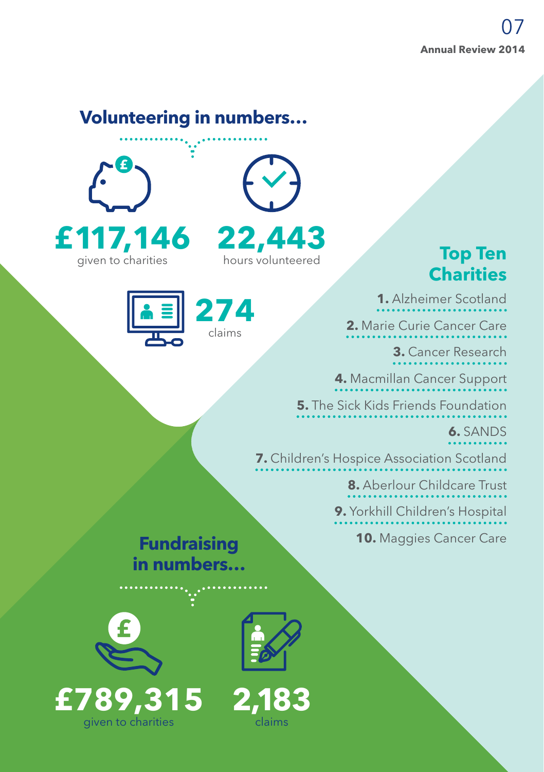## Volunteering in numbers...

**£117,146** given to charities

**22,443** hours volunteered

**274** claims

## Top Ten Charities

1. Alzheimer Scotland
2. Marie Curie Cancer Care
3. Cancer Research
4. Macmillan Cancer Support
5. The Sick Kids Friends Foundation
6. SANDS
7. Children's Hospice Association Scotland
8. Aberlour Childcare Trust
9. Yorkhill Children's Hospital
10. Maggies Cancer Care

## Fundraising in numbers...

**£789,315** given to charities

**2,183** claims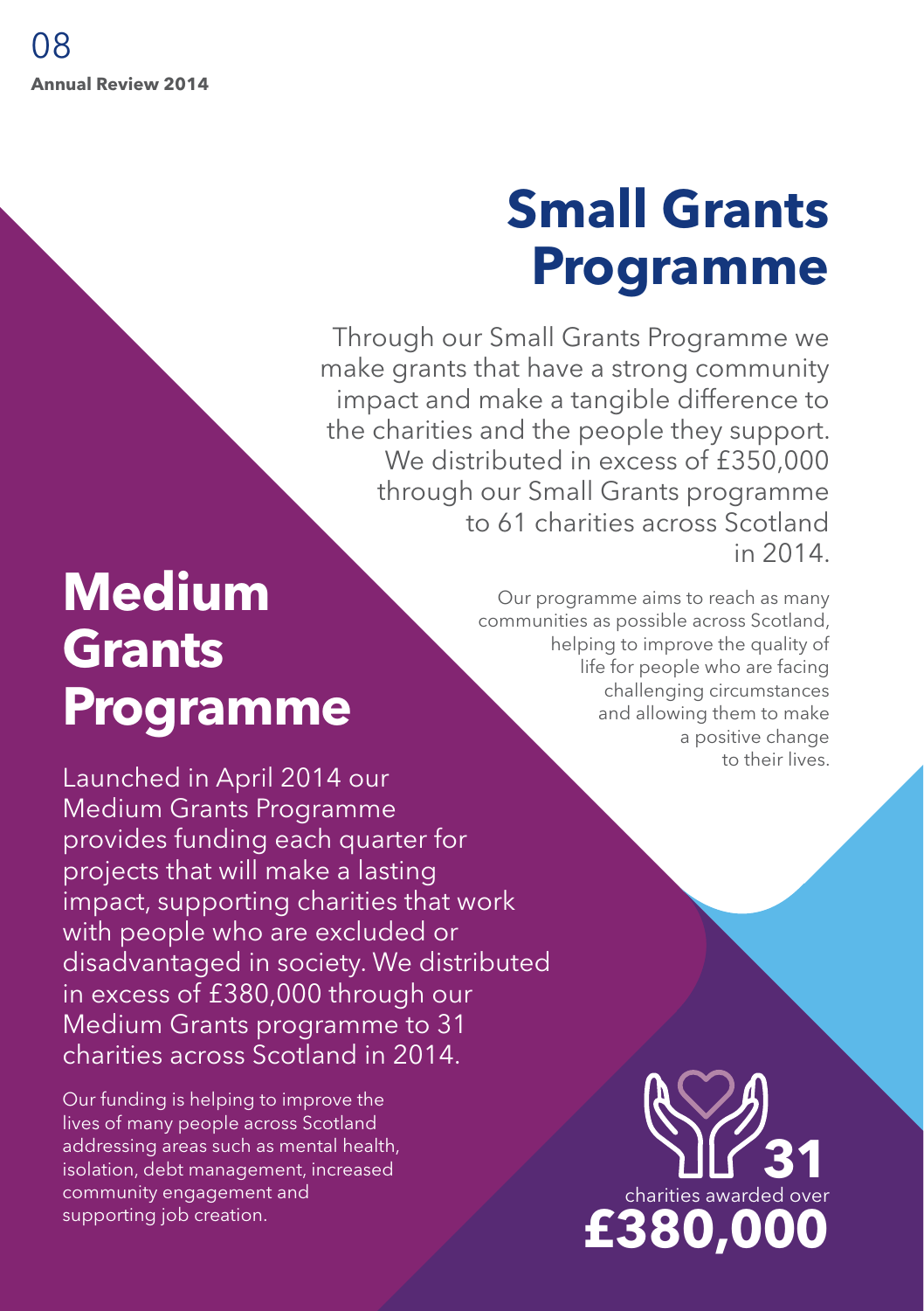# Small Grants Programme

Through our Small Grants Programme we make grants that have a strong community impact and make a tangible difference to the charities and the people they support. We distributed in excess of £350,000 through our Small Grants programme to 61 charities across Scotland in 2014.

Our programme aims to reach as many communities as possible across Scotland, helping to improve the quality of life for people who are facing challenging circumstances and allowing them to make a positive change to their lives.

# Medium Grants Programme

Launched in April 2014 our Medium Grants Programme provides funding each quarter for projects that will make a lasting impact, supporting charities that work with people who are excluded or disadvantaged in society. We distributed in excess of £380,000 through our Medium Grants programme to 31 charities across Scotland in 2014.

Our funding is helping to improve the lives of many people across Scotland addressing areas such as mental health, isolation, debt management, increased community engagement and supporting job creation.

**31** charities awarded over **£380,000**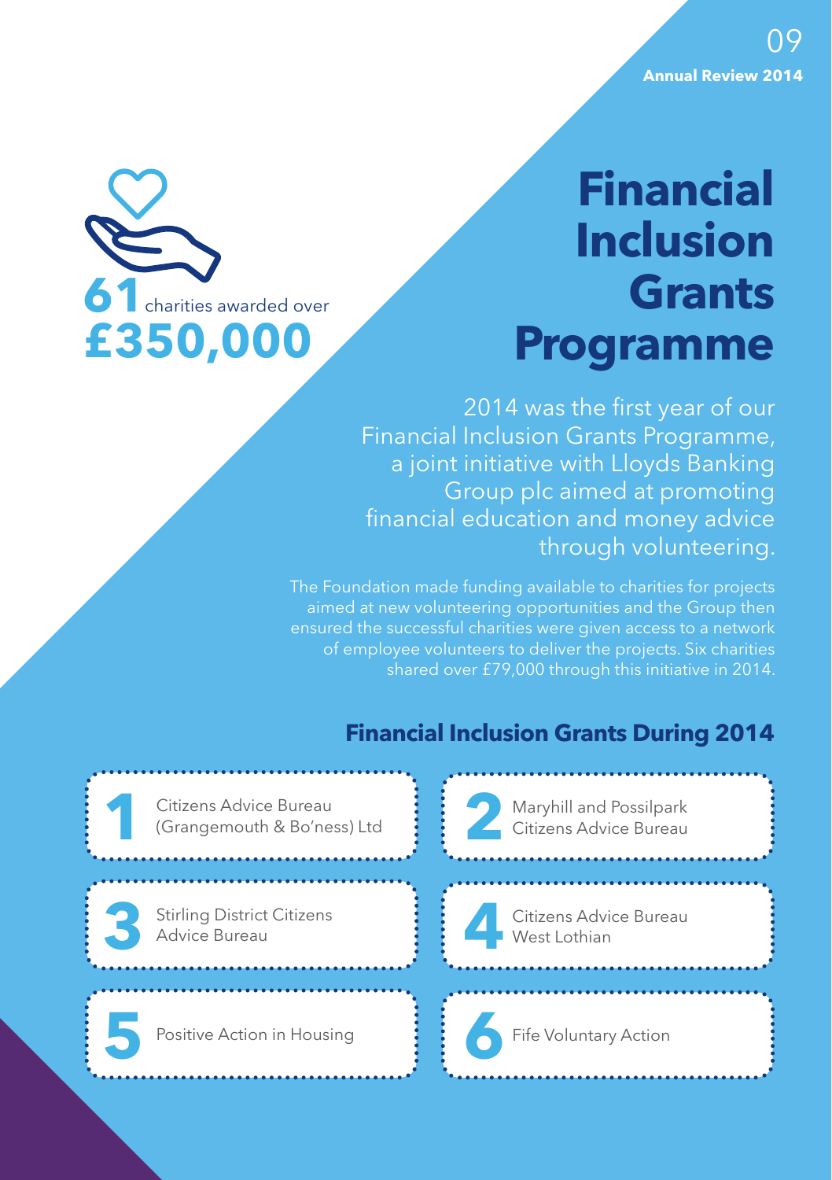# Financial Inclusion Grants Programme

**61** charities awarded over **£350,000**

2014 was the first year of our Financial Inclusion Grants Programme, a joint initiative with Lloyds Banking Group plc aimed at promoting financial education and money advice through volunteering.

The Foundation made funding available to charities for projects aimed at new volunteering opportunities and the Group then ensured the successful charities were given access to a network of employee volunteers to deliver the projects. Six charities shared over £79,000 through this initiative in 2014.

## Financial Inclusion Grants During 2014

1. Citizens Advice Bureau (Grangemouth & Bo'ness) Ltd
2. Maryhill and Possilpark Citizens Advice Bureau
3. Stirling District Citizens Advice Bureau
4. Citizens Advice Bureau West Lothian
5. Positive Action in Housing
6. Fife Voluntary Action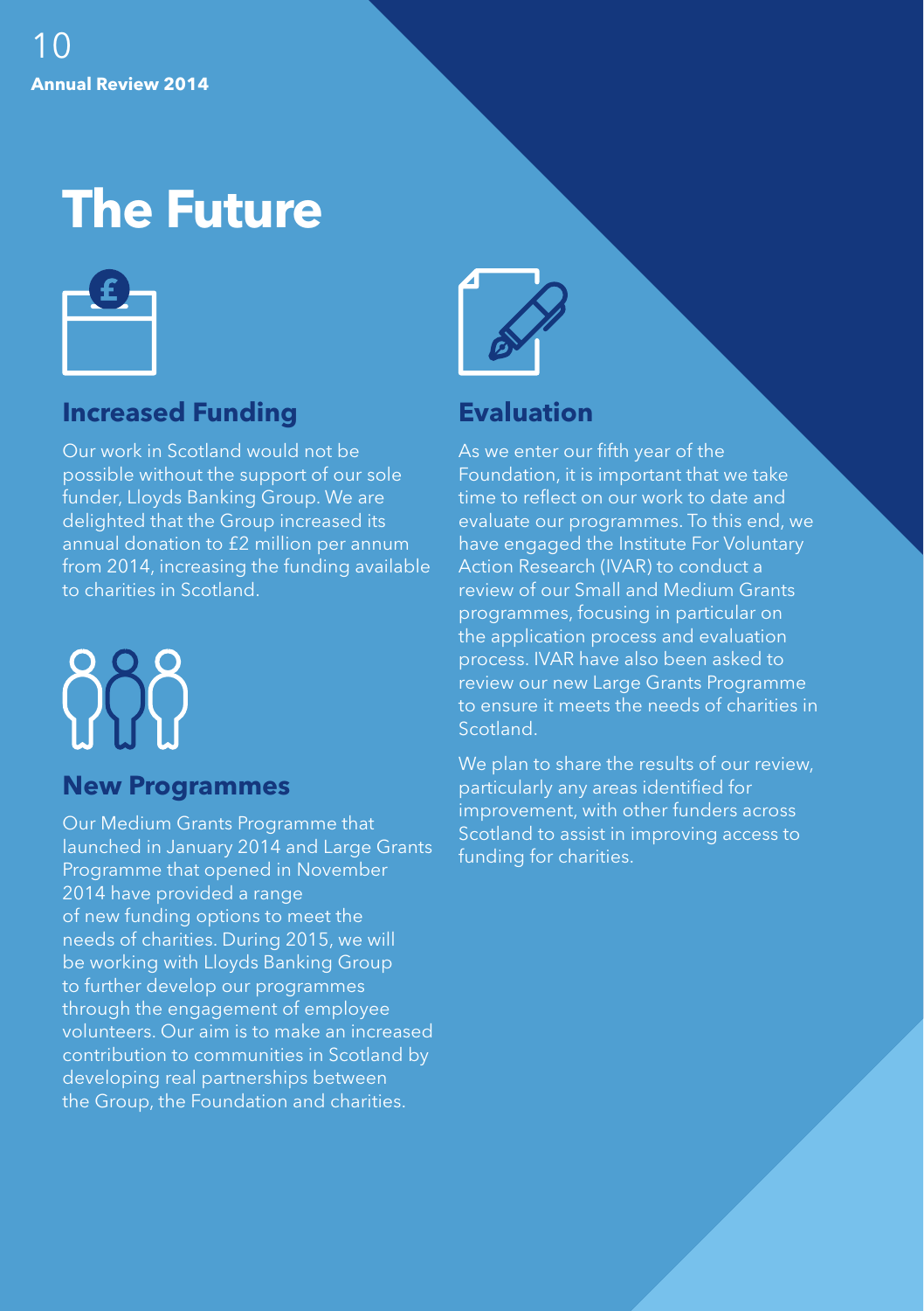# The Future

## Increased Funding

Our work in Scotland would not be possible without the support of our sole funder, Lloyds Banking Group. We are delighted that the Group increased its annual donation to £2 million per annum from 2014, increasing the funding available to charities in Scotland.

## New Programmes

Our Medium Grants Programme that launched in January 2014 and Large Grants Programme that opened in November 2014 have provided a range of new funding options to meet the needs of charities. During 2015, we will be working with Lloyds Banking Group to further develop our programmes through the engagement of employee volunteers. Our aim is to make an increased contribution to communities in Scotland by developing real partnerships between the Group, the Foundation and charities.

## Evaluation

As we enter our fifth year of the Foundation, it is important that we take time to reflect on our work to date and evaluate our programmes. To this end, we have engaged the Institute For Voluntary Action Research (IVAR) to conduct a review of our Small and Medium Grants programmes, focusing in particular on the application process and evaluation process. IVAR have also been asked to review our new Large Grants Programme to ensure it meets the needs of charities in Scotland.

We plan to share the results of our review, particularly any areas identified for improvement, with other funders across Scotland to assist in improving access to funding for charities.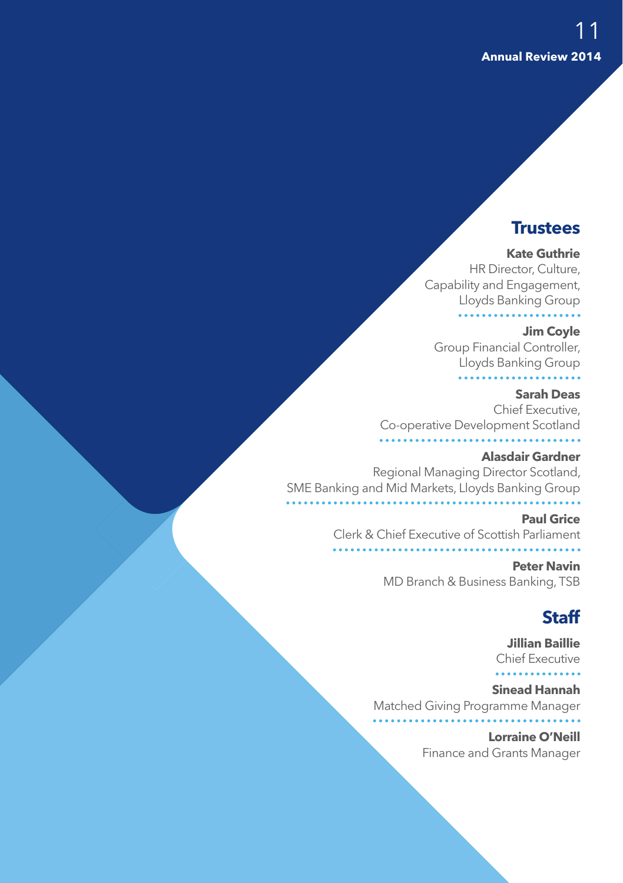## Trustees

**Kate Guthrie**
HR Director, Culture, Capability and Engagement, Lloyds Banking Group

**Jim Coyle**
Group Financial Controller, Lloyds Banking Group

**Sarah Deas**
Chief Executive, Co-operative Development Scotland

**Alasdair Gardner**
Regional Managing Director Scotland, SME Banking and Mid Markets, Lloyds Banking Group

**Paul Grice**
Clerk & Chief Executive of Scottish Parliament

**Peter Navin**
MD Branch & Business Banking, TSB

## Staff

**Jillian Baillie**
Chief Executive

**Sinead Hannah**
Matched Giving Programme Manager

**Lorraine O'Neill**
Finance and Grants Manager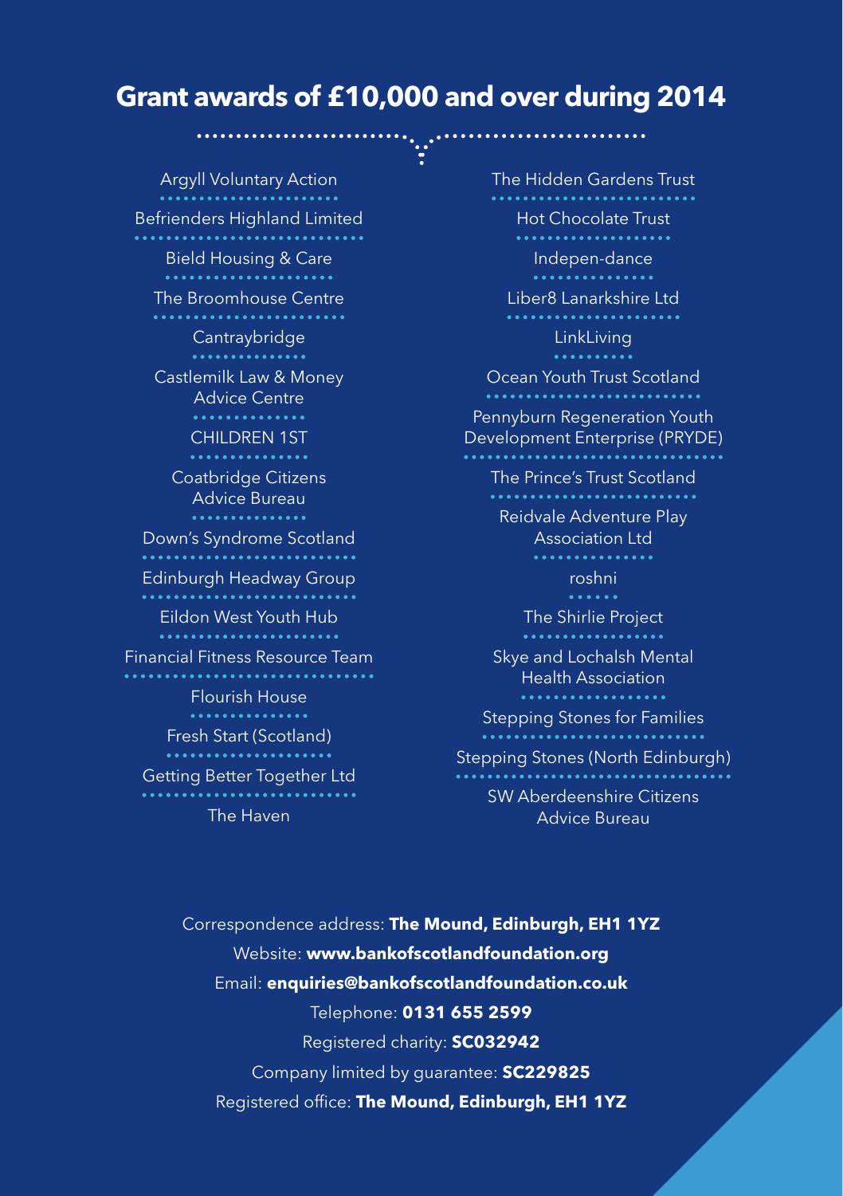## Grant awards of £10,000 and over during 2014

- Argyll Voluntary Action
- Befrienders Highland Limited
- Bield Housing & Care
- The Broomhouse Centre
- Cantraybridge
- Castlemilk Law & Money Advice Centre
- CHILDREN 1ST
- Coatbridge Citizens Advice Bureau
- Down's Syndrome Scotland
- Edinburgh Headway Group
- Eildon West Youth Hub
- Financial Fitness Resource Team
- Flourish House
- Fresh Start (Scotland)
- Getting Better Together Ltd
- The Haven
- The Hidden Gardens Trust
- Hot Chocolate Trust
- Indepen-dance
- Liber8 Lanarkshire Ltd
- LinkLiving
- Ocean Youth Trust Scotland
- Pennyburn Regeneration Youth Development Enterprise (PRYDE)
- The Prince's Trust Scotland
- Reidvale Adventure Play Association Ltd
- roshni
- The Shirlie Project
- Skye and Lochalsh Mental Health Association
- Stepping Stones for Families
- Stepping Stones (North Edinburgh)
- SW Aberdeenshire Citizens Advice Bureau

Correspondence address: **The Mound, Edinburgh, EH1 1YZ**
Website: **www.bankofscotlandfoundation.org**
Email: **enquiries@bankofscotlandfoundation.co.uk**
Telephone: **0131 655 2599**
Registered charity: **SC032942**
Company limited by guarantee: **SC229825**
Registered office: **The Mound, Edinburgh, EH1 1YZ**